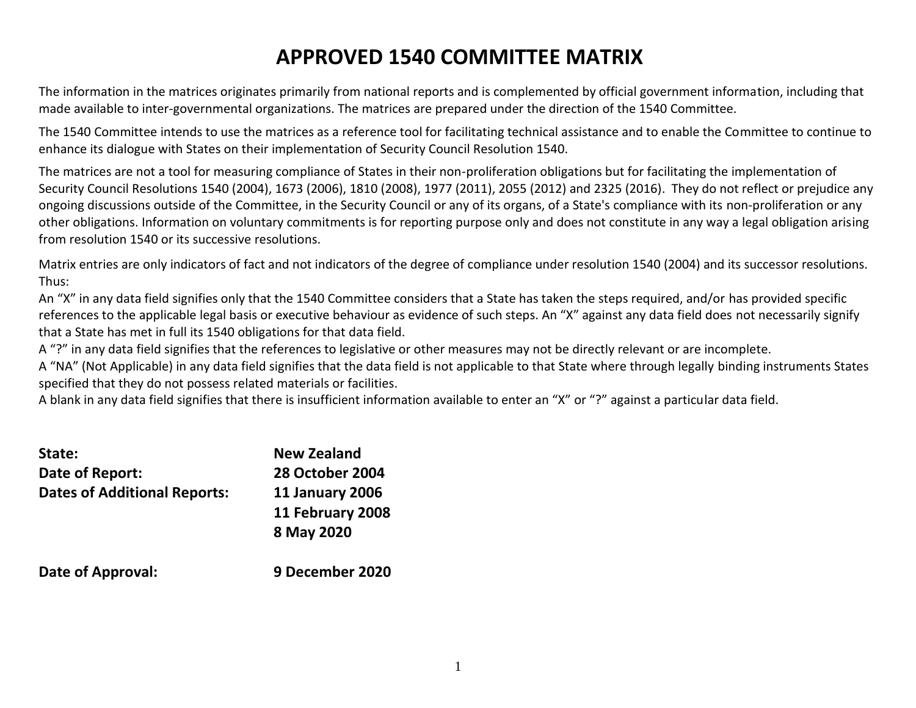# APPROVED 1540 COMMITTEE MATRIX

The information in the matrices originates primarily from national reports and is complemented by official government information, including that made available to inter-governmental organizations. The matrices are prepared under the direction of the 1540 Committee.

The 1540 Committee intends to use the matrices as a reference tool for facilitating technical assistance and to enable the Committee to continue to enhance its dialogue with States on their implementation of Security Council Resolution 1540.

The matrices are not a tool for measuring compliance of States in their non-proliferation obligations but for facilitating the implementation of Security Council Resolutions 1540 (2004), 1673 (2006), 1810 (2008), 1977 (2011), 2055 (2012) and 2325 (2016). They do not reflect or prejudice any ongoing discussions outside of the Committee, in the Security Council or any of its organs, of a State's compliance with its non-proliferation or any other obligations. Information on voluntary commitments is for reporting purpose only and does not constitute in any way a legal obligation arising from resolution 1540 or its successive resolutions.

Matrix entries are only indicators of fact and not indicators of the degree of compliance under resolution 1540 (2004) and its successor resolutions. Thus:

An "X" in any data field signifies only that the 1540 Committee considers that a State has taken the steps required, and/or has provided specific references to the applicable legal basis or executive behaviour as evidence of such steps. An "X" against any data field does not necessarily signify that a State has met in full its 1540 obligations for that data field.

A "?" in any data field signifies that the references to legislative or other measures may not be directly relevant or are incomplete.

A "NA" (Not Applicable) in any data field signifies that the data field is not applicable to that State where through legally binding instruments States specified that they do not possess related materials or facilities.

A blank in any data field signifies that there is insufficient information available to enter an "X" or "?" against a particular data field.

**State:** **New Zealand**

**Date of Report:** **28 October 2004**

**Dates of Additional Reports:** **11 January 2006**
**11 February 2008**
**8 May 2020**

**Date of Approval:** **9 December 2020**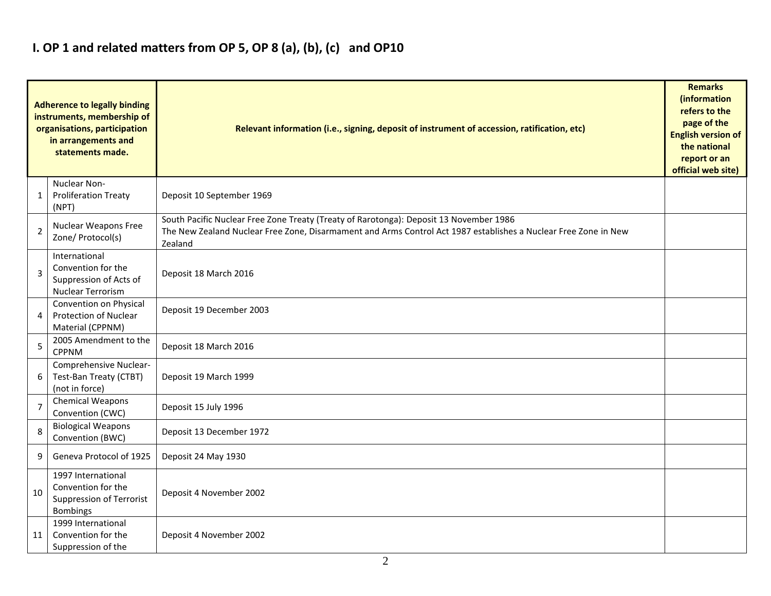# I. OP 1 and related matters from OP 5, OP 8 (a), (b), (c) and OP10

| Adherence to legally binding instruments, membership of organisations, participation in arrangements and statements made. | | Relevant information (i.e., signing, deposit of instrument of accession, ratification, etc) | Remarks (information refers to the page of the English version of the national report or an official web site) |
|---|---|---|---|
| 1 | Nuclear Non-Proliferation Treaty (NPT) | Deposit 10 September 1969 | |
| 2 | Nuclear Weapons Free Zone/ Protocol(s) | South Pacific Nuclear Free Zone Treaty (Treaty of Rarotonga): Deposit 13 November 1986<br>The New Zealand Nuclear Free Zone, Disarmament and Arms Control Act 1987 establishes a Nuclear Free Zone in New Zealand | |
| 3 | International Convention for the Suppression of Acts of Nuclear Terrorism | Deposit 18 March 2016 | |
| 4 | Convention on Physical Protection of Nuclear Material (CPPNM) | Deposit 19 December 2003 | |
| 5 | 2005 Amendment to the CPPNM | Deposit 18 March 2016 | |
| 6 | Comprehensive Nuclear-Test-Ban Treaty (CTBT) (not in force) | Deposit 19 March 1999 | |
| 7 | Chemical Weapons Convention (CWC) | Deposit 15 July 1996 | |
| 8 | Biological Weapons Convention (BWC) | Deposit 13 December 1972 | |
| 9 | Geneva Protocol of 1925 | Deposit 24 May 1930 | |
| 10 | 1997 International Convention for the Suppression of Terrorist Bombings | Deposit 4 November 2002 | |
| 11 | 1999 International Convention for the Suppression of the | Deposit 4 November 2002 | |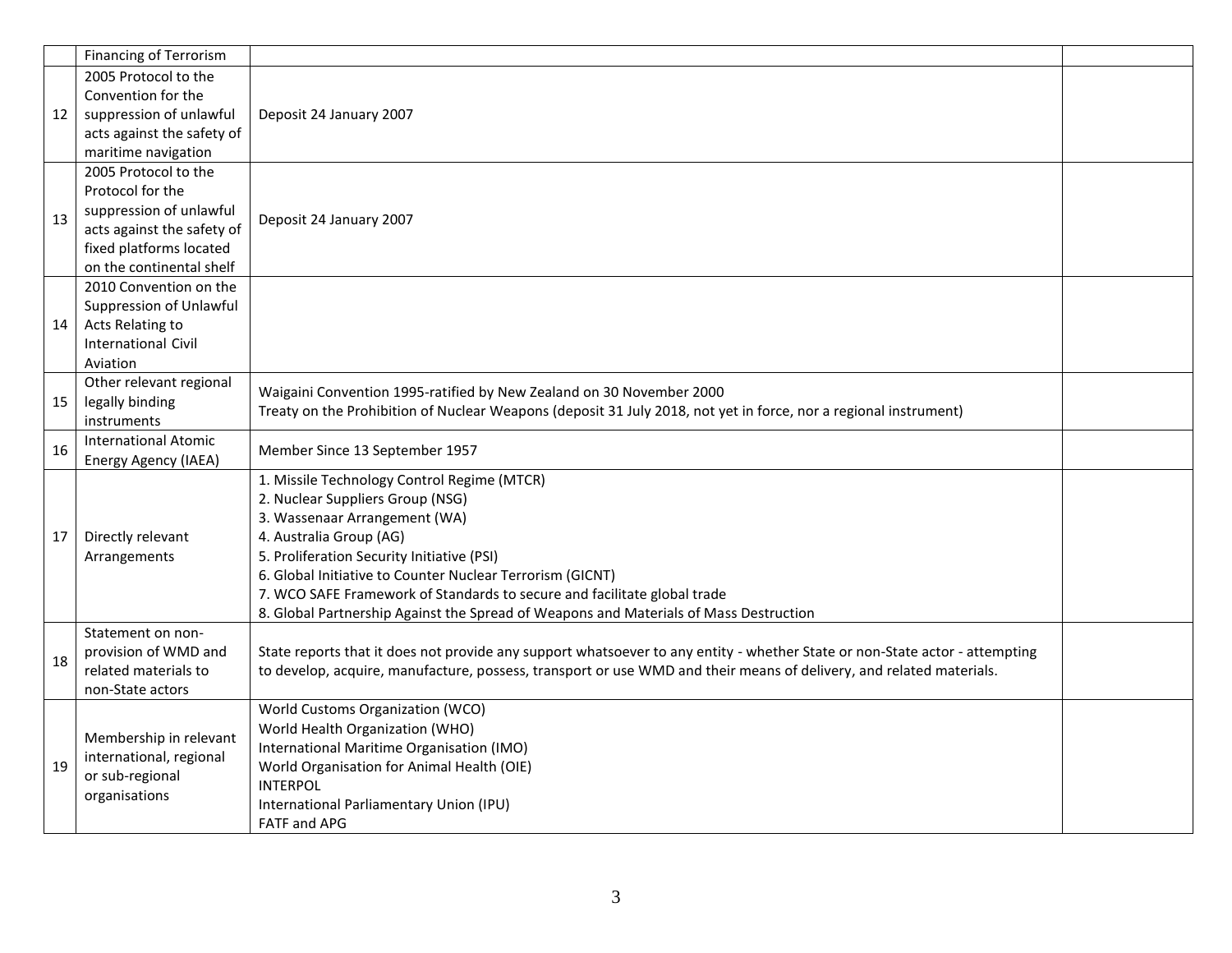| | | | |
|---|---|---|---|
| | Financing of Terrorism | | |
| 12 | 2005 Protocol to the Convention for the suppression of unlawful acts against the safety of maritime navigation | Deposit 24 January 2007 | |
| 13 | 2005 Protocol to the Protocol for the suppression of unlawful acts against the safety of fixed platforms located on the continental shelf | Deposit 24 January 2007 | |
| 14 | 2010 Convention on the Suppression of Unlawful Acts Relating to International Civil Aviation | | |
| 15 | Other relevant regional legally binding instruments | Waigaini Convention 1995-ratified by New Zealand on 30 November 2000<br>Treaty on the Prohibition of Nuclear Weapons (deposit 31 July 2018, not yet in force, nor a regional instrument) | |
| 16 | International Atomic Energy Agency (IAEA) | Member Since 13 September 1957 | |
| 17 | Directly relevant Arrangements | 1. Missile Technology Control Regime (MTCR)<br>2. Nuclear Suppliers Group (NSG)<br>3. Wassenaar Arrangement (WA)<br>4. Australia Group (AG)<br>5. Proliferation Security Initiative (PSI)<br>6. Global Initiative to Counter Nuclear Terrorism (GICNT)<br>7. WCO SAFE Framework of Standards to secure and facilitate global trade<br>8. Global Partnership Against the Spread of Weapons and Materials of Mass Destruction | |
| 18 | Statement on non-provision of WMD and related materials to non-State actors | State reports that it does not provide any support whatsoever to any entity - whether State or non-State actor - attempting to develop, acquire, manufacture, possess, transport or use WMD and their means of delivery, and related materials. | |
| 19 | Membership in relevant international, regional or sub-regional organisations | World Customs Organization (WCO)<br>World Health Organization (WHO)<br>International Maritime Organisation (IMO)<br>World Organisation for Animal Health (OIE)<br>INTERPOL<br>International Parliamentary Union (IPU)<br>FATF and APG | |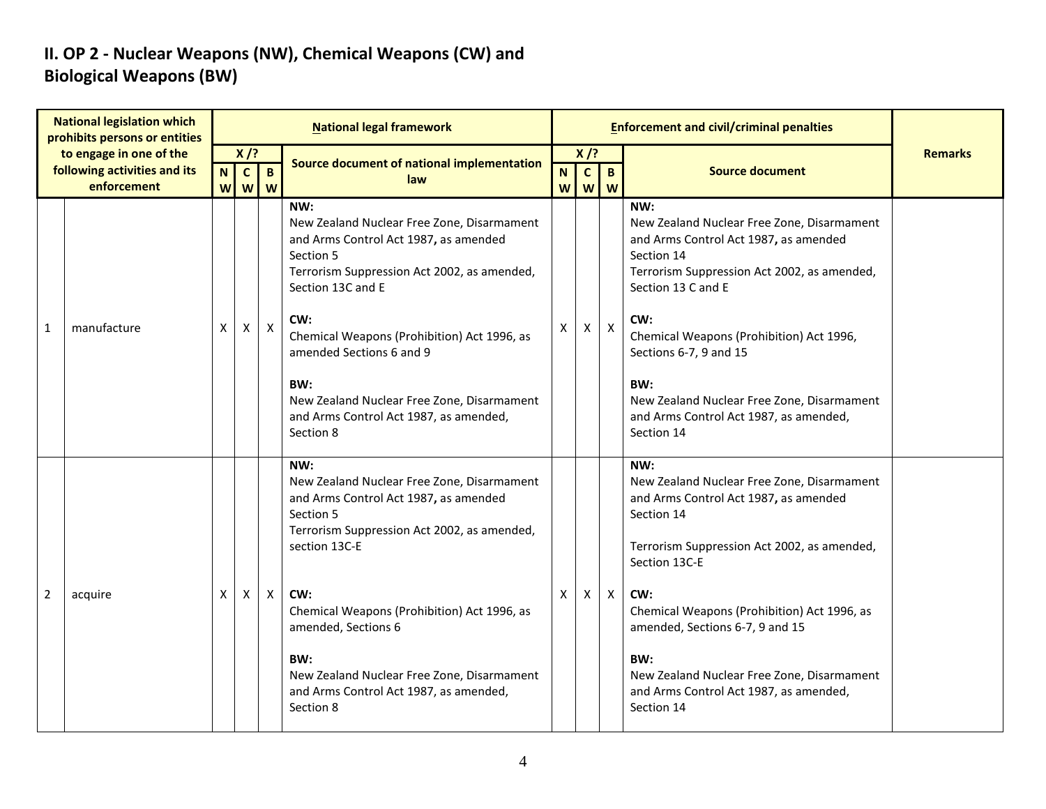## II. OP 2 - Nuclear Weapons (NW), Chemical Weapons (CW) and Biological Weapons (BW)

| National legislation which prohibits persons or entities to engage in one of the following activities and its enforcement | | National legal framework | | | | Enforcement and civil/criminal penalties | | | | Remarks |
|---|---|---|---|---|---|---|---|---|---|---|
| | | X /? | | | Source document of national implementation law | X /? | | | Source document | |
| | | NW | CW | BW | | NW | CW | BW | | |
| 1 | manufacture | X | X | X | **NW:**<br>New Zealand Nuclear Free Zone, Disarmament and Arms Control Act 1987**,** as amended Section 5<br>Terrorism Suppression Act 2002, as amended, Section 13C and E<br><br>**CW:**<br>Chemical Weapons (Prohibition) Act 1996, as amended Sections 6 and 9<br><br>**BW:**<br>New Zealand Nuclear Free Zone, Disarmament and Arms Control Act 1987, as amended, Section 8 | X | X | X | **NW:**<br>New Zealand Nuclear Free Zone, Disarmament and Arms Control Act 1987**,** as amended Section 14<br>Terrorism Suppression Act 2002, as amended, Section 13 C and E<br><br>**CW:**<br>Chemical Weapons (Prohibition) Act 1996, Sections 6-7, 9 and 15<br><br>**BW:**<br>New Zealand Nuclear Free Zone, Disarmament and Arms Control Act 1987, as amended, Section 14 | |
| 2 | acquire | X | X | X | **NW:**<br>New Zealand Nuclear Free Zone, Disarmament and Arms Control Act 1987**,** as amended Section 5<br>Terrorism Suppression Act 2002, as amended, section 13C-E<br><br>**CW:**<br>Chemical Weapons (Prohibition) Act 1996, as amended, Sections 6<br><br>**BW:**<br>New Zealand Nuclear Free Zone, Disarmament and Arms Control Act 1987, as amended, Section 8 | X | X | X | **NW:**<br>New Zealand Nuclear Free Zone, Disarmament and Arms Control Act 1987**,** as amended Section 14<br><br>Terrorism Suppression Act 2002, as amended, Section 13C-E<br><br>**CW:**<br>Chemical Weapons (Prohibition) Act 1996, as amended, Sections 6-7, 9 and 15<br><br>**BW:**<br>New Zealand Nuclear Free Zone, Disarmament and Arms Control Act 1987, as amended, Section 14 | |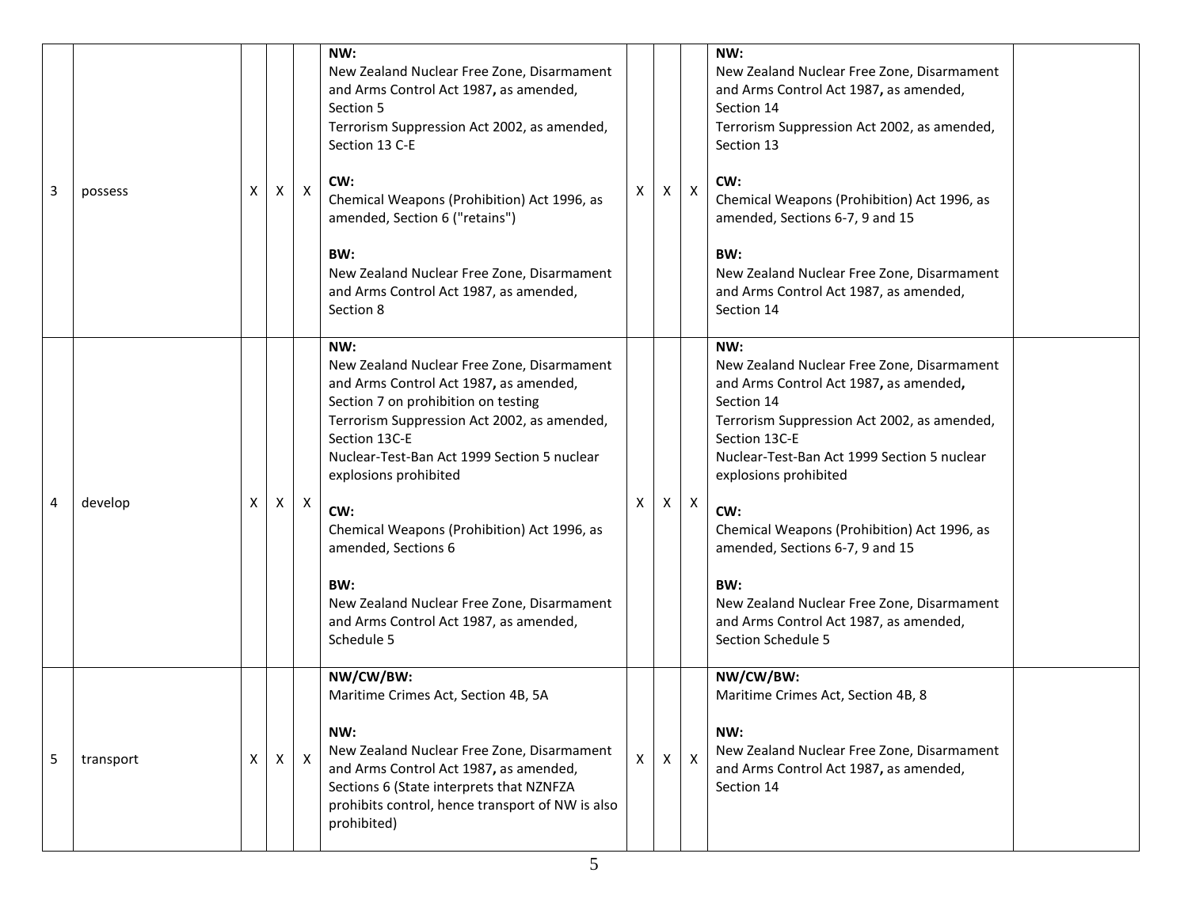| 3 | possess | X | X | X | NW:<br>New Zealand Nuclear Free Zone, Disarmament and Arms Control Act 1987**,** as amended, Section 5<br>Terrorism Suppression Act 2002, as amended, Section 13 C-E<br><br>CW:<br>Chemical Weapons (Prohibition) Act 1996, as amended, Section 6 ("retains")<br><br>BW:<br>New Zealand Nuclear Free Zone, Disarmament and Arms Control Act 1987, as amended, Section 8 | X | X | X | NW:<br>New Zealand Nuclear Free Zone, Disarmament and Arms Control Act 1987**,** as amended, Section 14<br>Terrorism Suppression Act 2002, as amended, Section 13<br><br>CW:<br>Chemical Weapons (Prohibition) Act 1996, as amended, Sections 6-7, 9 and 15<br><br>BW:<br>New Zealand Nuclear Free Zone, Disarmament and Arms Control Act 1987, as amended, Section 14 | |
|---|---|---|---|---|---|---|---|---|---|---|
| 4 | develop | X | X | X | NW:<br>New Zealand Nuclear Free Zone, Disarmament and Arms Control Act 1987**,** as amended, Section 7 on prohibition on testing<br>Terrorism Suppression Act 2002, as amended, Section 13C-E<br>Nuclear-Test-Ban Act 1999 Section 5 nuclear explosions prohibited<br><br>CW:<br>Chemical Weapons (Prohibition) Act 1996, as amended, Sections 6<br><br>BW:<br>New Zealand Nuclear Free Zone, Disarmament and Arms Control Act 1987, as amended, Schedule 5 | X | X | X | NW:<br>New Zealand Nuclear Free Zone, Disarmament and Arms Control Act 1987**,** as amended**,** Section 14<br>Terrorism Suppression Act 2002, as amended, Section 13C-E<br>Nuclear-Test-Ban Act 1999 Section 5 nuclear explosions prohibited<br><br>CW:<br>Chemical Weapons (Prohibition) Act 1996, as amended, Sections 6-7, 9 and 15<br><br>BW:<br>New Zealand Nuclear Free Zone, Disarmament and Arms Control Act 1987, as amended, Section Schedule 5 | |
| 5 | transport | X | X | X | NW/CW/BW:<br>Maritime Crimes Act, Section 4B, 5A<br><br>NW:<br>New Zealand Nuclear Free Zone, Disarmament and Arms Control Act 1987**,** as amended, Sections 6 (State interprets that NZNFZA prohibits control, hence transport of NW is also prohibited) | X | X | X | NW/CW/BW:<br>Maritime Crimes Act, Section 4B, 8<br><br>NW:<br>New Zealand Nuclear Free Zone, Disarmament and Arms Control Act 1987**,** as amended, Section 14 | |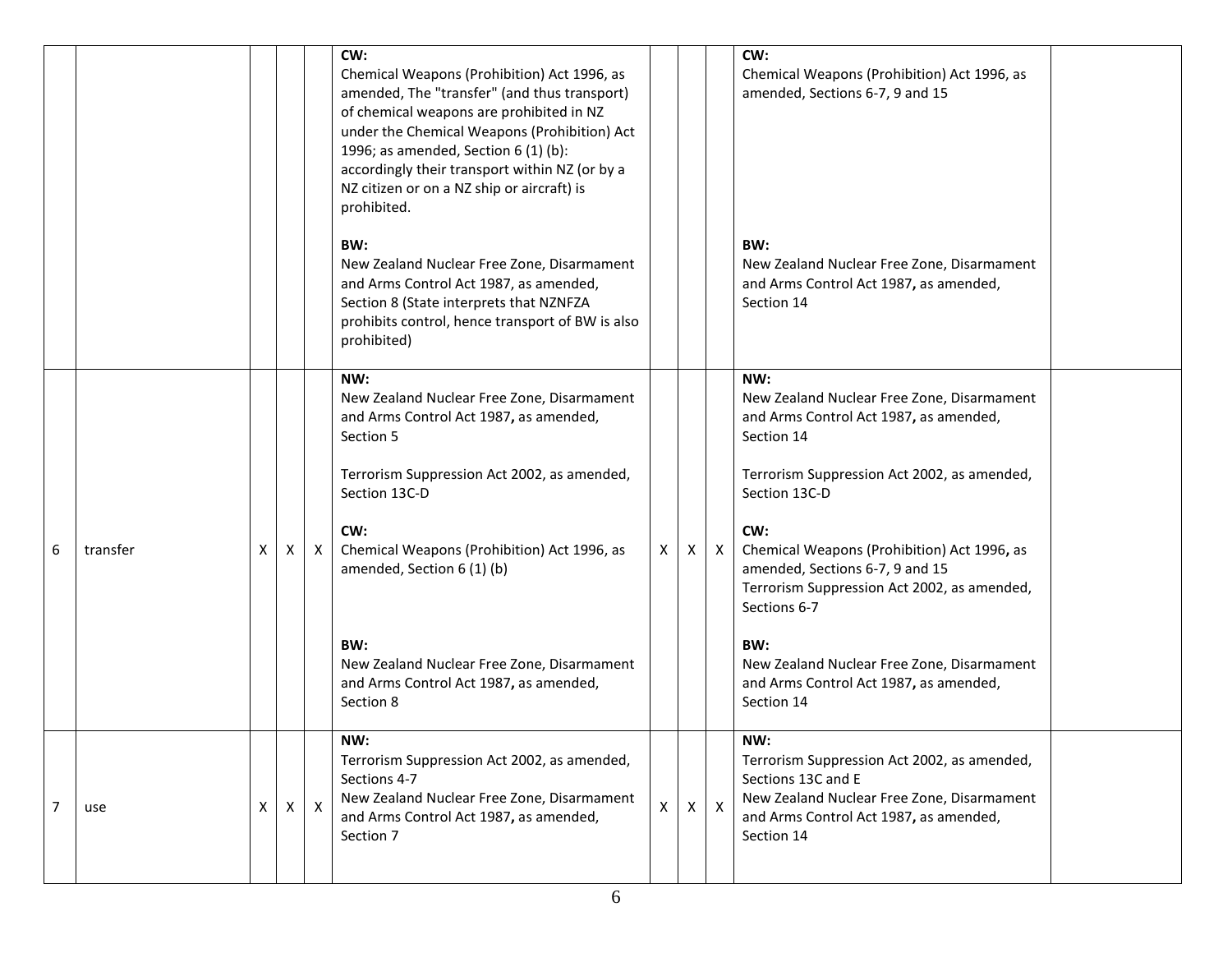| | | | | | | | | | | |
|---|---|---|---|---|---|---|---|---|---|---|
| | | | | | **CW:**<br>Chemical Weapons (Prohibition) Act 1996, as amended, The "transfer" (and thus transport) of chemical weapons are prohibited in NZ under the Chemical Weapons (Prohibition) Act 1996; as amended, Section 6 (1) (b): accordingly their transport within NZ (or by a NZ citizen or on a NZ ship or aircraft) is prohibited.<br><br>**BW:**<br>New Zealand Nuclear Free Zone, Disarmament and Arms Control Act 1987, as amended, Section 8 (State interprets that NZNFZA prohibits control, hence transport of BW is also prohibited) | | | | **CW:**<br>Chemical Weapons (Prohibition) Act 1996, as amended, Sections 6-7, 9 and 15<br><br>**BW:**<br>New Zealand Nuclear Free Zone, Disarmament and Arms Control Act 1987, as amended, Section 14 | |
| 6 | transfer | X | X | X | **NW:**<br>New Zealand Nuclear Free Zone, Disarmament and Arms Control Act 1987, as amended, Section 5<br><br>Terrorism Suppression Act 2002, as amended, Section 13C-D<br><br>**CW:**<br>Chemical Weapons (Prohibition) Act 1996, as amended, Section 6 (1) (b)<br><br>**BW:**<br>New Zealand Nuclear Free Zone, Disarmament and Arms Control Act 1987, as amended, Section 8 | X | X | X | **NW:**<br>New Zealand Nuclear Free Zone, Disarmament and Arms Control Act 1987, as amended, Section 14<br><br>Terrorism Suppression Act 2002, as amended, Section 13C-D<br><br>**CW:**<br>Chemical Weapons (Prohibition) Act 1996, as amended, Sections 6-7, 9 and 15<br>Terrorism Suppression Act 2002, as amended, Sections 6-7<br><br>**BW:**<br>New Zealand Nuclear Free Zone, Disarmament and Arms Control Act 1987, as amended, Section 14 | |
| 7 | use | X | X | X | **NW:**<br>Terrorism Suppression Act 2002, as amended, Sections 4-7<br>New Zealand Nuclear Free Zone, Disarmament and Arms Control Act 1987, as amended, Section 7 | X | X | X | **NW:**<br>Terrorism Suppression Act 2002, as amended, Sections 13C and E<br>New Zealand Nuclear Free Zone, Disarmament and Arms Control Act 1987, as amended, Section 14 | |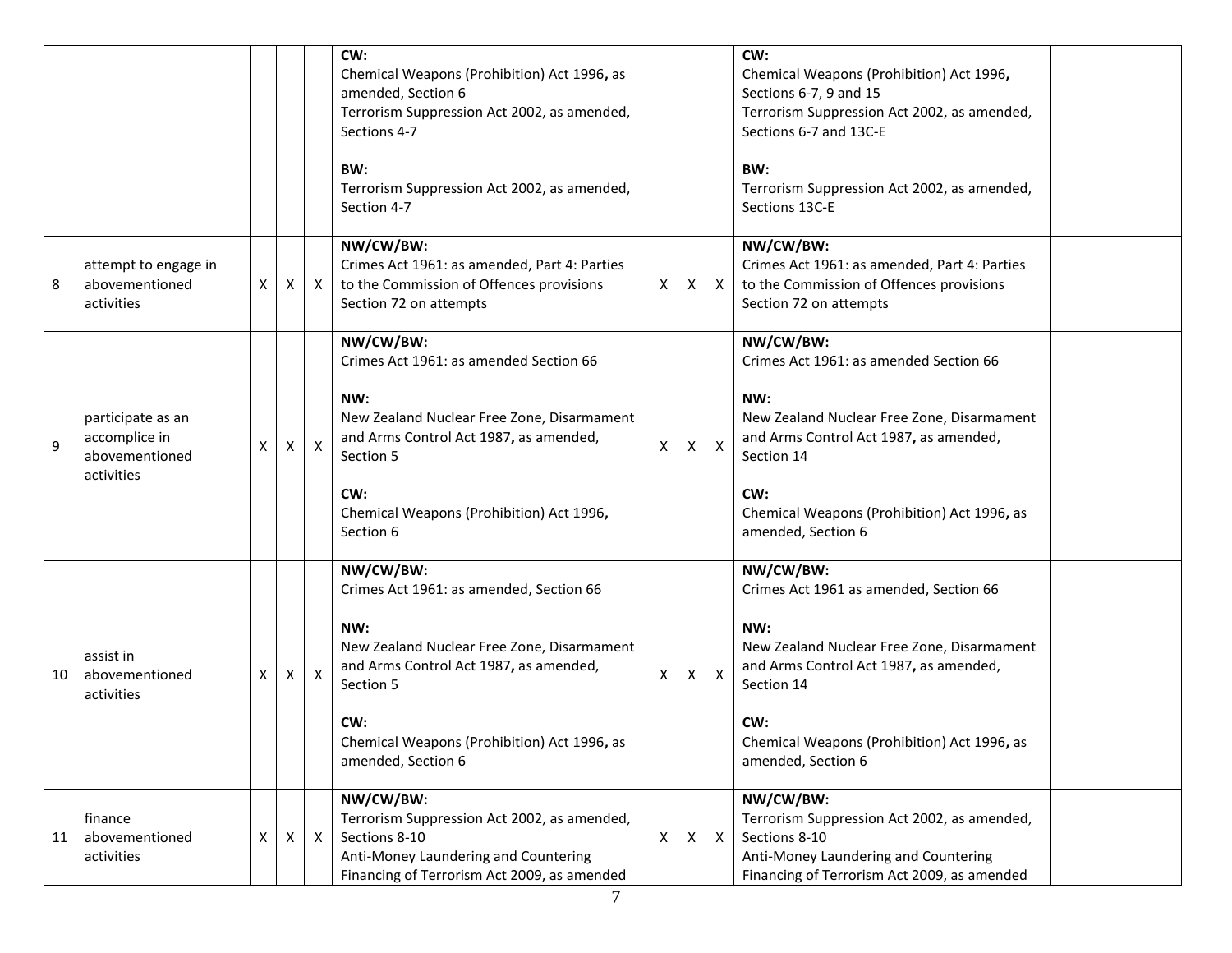| | | | | | | | | | | |
|---|---|---|---|---|---|---|---|---|---|---|
| | | | | | **CW:**<br>Chemical Weapons (Prohibition) Act 1996**,** as amended, Section 6<br>Terrorism Suppression Act 2002, as amended, Sections 4-7<br><br>**BW:**<br>Terrorism Suppression Act 2002, as amended, Section 4-7 | | | | **CW:**<br>Chemical Weapons (Prohibition) Act 1996**,** Sections 6-7, 9 and 15<br>Terrorism Suppression Act 2002, as amended, Sections 6-7 and 13C-E<br><br>**BW:**<br>Terrorism Suppression Act 2002, as amended, Sections 13C-E | |
| 8 | attempt to engage in abovementioned activities | X | X | X | **NW/CW/BW:**<br>Crimes Act 1961: as amended, Part 4: Parties to the Commission of Offences provisions Section 72 on attempts | X | X | X | **NW/CW/BW:**<br>Crimes Act 1961: as amended, Part 4: Parties to the Commission of Offences provisions Section 72 on attempts | |
| 9 | participate as an accomplice in abovementioned activities | X | X | X | **NW/CW/BW:**<br>Crimes Act 1961: as amended Section 66<br><br>**NW:**<br>New Zealand Nuclear Free Zone, Disarmament and Arms Control Act 1987**,** as amended, Section 5<br><br>**CW:**<br>Chemical Weapons (Prohibition) Act 1996**,** Section 6 | X | X | X | **NW/CW/BW:**<br>Crimes Act 1961: as amended Section 66<br><br>**NW:**<br>New Zealand Nuclear Free Zone, Disarmament and Arms Control Act 1987**,** as amended, Section 14<br><br>**CW:**<br>Chemical Weapons (Prohibition) Act 1996**,** as amended, Section 6 | |
| 10 | assist in abovementioned activities | X | X | X | **NW/CW/BW:**<br>Crimes Act 1961: as amended, Section 66<br><br>**NW:**<br>New Zealand Nuclear Free Zone, Disarmament and Arms Control Act 1987**,** as amended, Section 5<br><br>**CW:**<br>Chemical Weapons (Prohibition) Act 1996**,** as amended, Section 6 | X | X | X | **NW/CW/BW:**<br>Crimes Act 1961 as amended, Section 66<br><br>**NW:**<br>New Zealand Nuclear Free Zone, Disarmament and Arms Control Act 1987**,** as amended, Section 14<br><br>**CW:**<br>Chemical Weapons (Prohibition) Act 1996**,** as amended, Section 6 | |
| 11 | finance abovementioned activities | X | X | X | **NW/CW/BW:**<br>Terrorism Suppression Act 2002, as amended, Sections 8-10<br>Anti-Money Laundering and Countering Financing of Terrorism Act 2009, as amended | X | X | X | **NW/CW/BW:**<br>Terrorism Suppression Act 2002, as amended, Sections 8-10<br>Anti-Money Laundering and Countering Financing of Terrorism Act 2009, as amended | |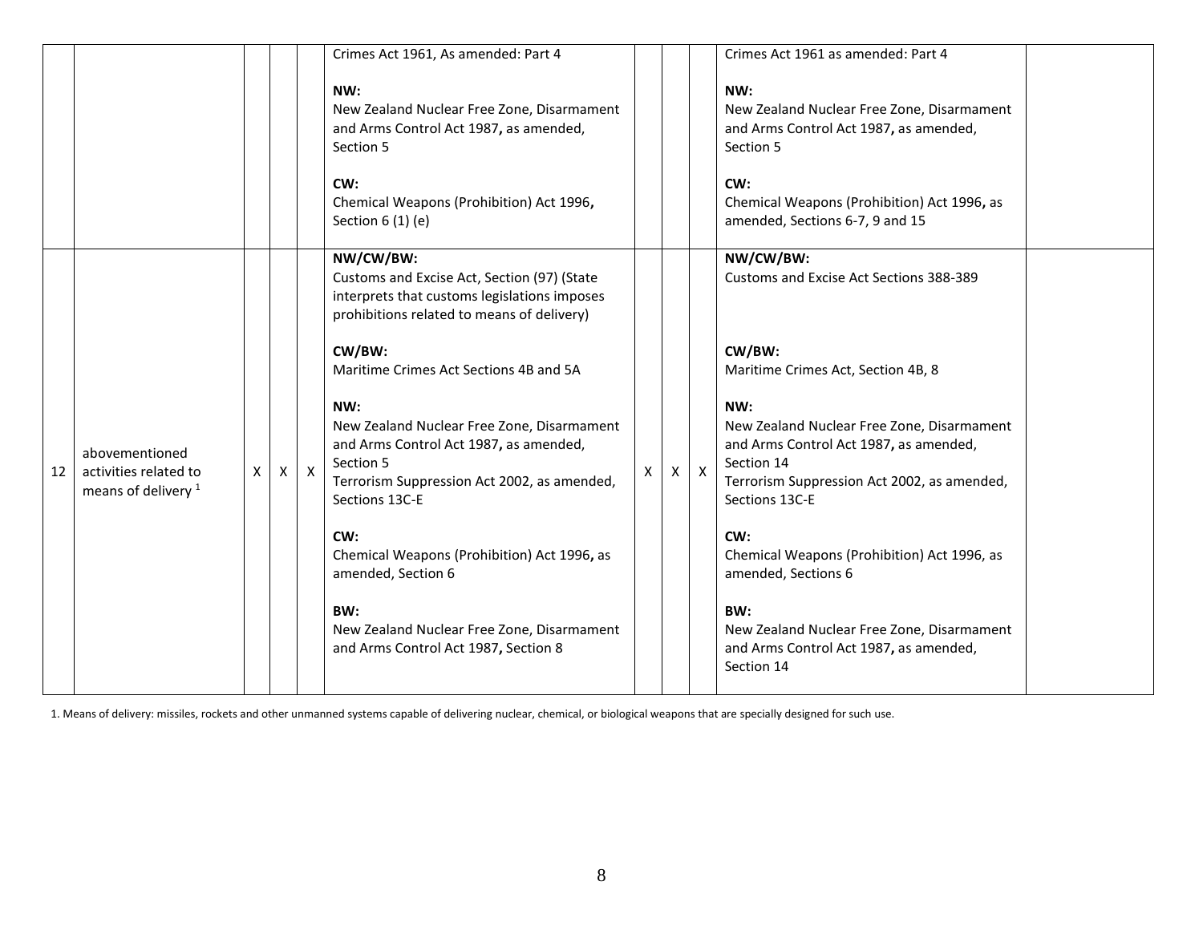| | | | | | | | | | | |
|---|---|---|---|---|---|---|---|---|---|---|
| | | | | | Crimes Act 1961, As amended: Part 4<br><br>**NW:**<br>New Zealand Nuclear Free Zone, Disarmament and Arms Control Act 1987**,** as amended, Section 5<br><br>**CW:**<br>Chemical Weapons (Prohibition) Act 1996**,** Section 6 (1) (e) | | | | Crimes Act 1961 as amended: Part 4<br><br>**NW:**<br>New Zealand Nuclear Free Zone, Disarmament and Arms Control Act 1987**,** as amended, Section 5<br><br>**CW:**<br>Chemical Weapons (Prohibition) Act 1996**,** as amended, Sections 6-7, 9 and 15 | |
| 12 | abovementioned activities related to means of delivery [1] | X | X | X | **NW/CW/BW:**<br>Customs and Excise Act, Section (97) (State interprets that customs legislations imposes prohibitions related to means of delivery)<br><br>**CW/BW:**<br>Maritime Crimes Act Sections 4B and 5A<br><br>**NW:**<br>New Zealand Nuclear Free Zone, Disarmament and Arms Control Act 1987**,** as amended, Section 5<br>Terrorism Suppression Act 2002, as amended, Sections 13C-E<br><br>**CW:**<br>Chemical Weapons (Prohibition) Act 1996**,** as amended, Section 6<br><br>**BW:**<br>New Zealand Nuclear Free Zone, Disarmament and Arms Control Act 1987**,** Section 8 | X | X | X | **NW/CW/BW:**<br>Customs and Excise Act Sections 388-389<br><br>**CW/BW:**<br>Maritime Crimes Act, Section 4B, 8<br><br>**NW:**<br>New Zealand Nuclear Free Zone, Disarmament and Arms Control Act 1987**,** as amended, Section 14<br>Terrorism Suppression Act 2002, as amended, Sections 13C-E<br><br>**CW:**<br>Chemical Weapons (Prohibition) Act 1996, as amended, Sections 6<br><br>**BW:**<br>New Zealand Nuclear Free Zone, Disarmament and Arms Control Act 1987**,** as amended, Section 14 | |

1. Means of delivery: missiles, rockets and other unmanned systems capable of delivering nuclear, chemical, or biological weapons that are specially designed for such use.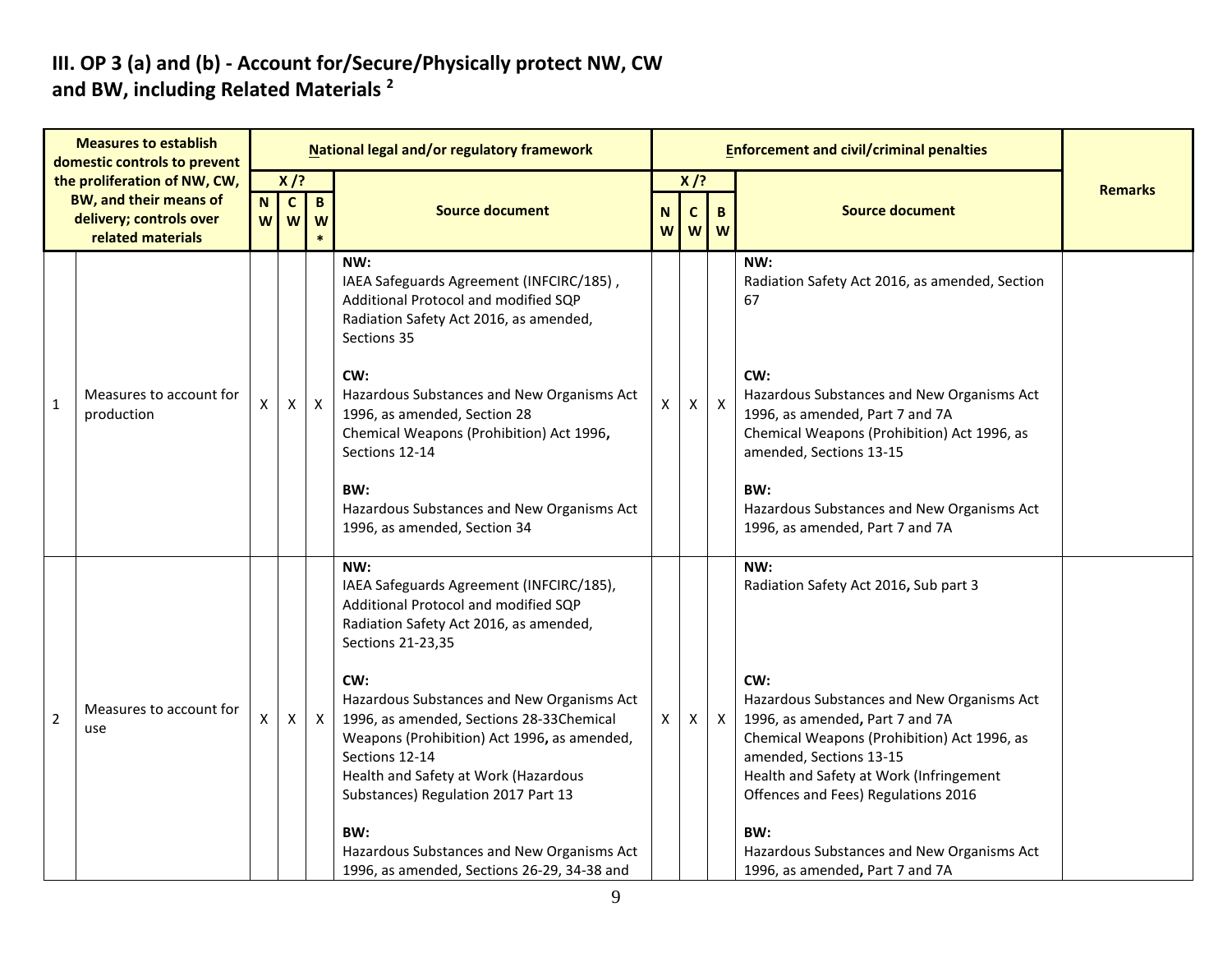## III. OP 3 (a) and (b) - Account for/Secure/Physically protect NW, CW and BW, including Related Materials [2]

| | Measures to establish domestic controls to prevent the proliferation of NW, CW, BW, and their means of delivery; controls over related materials | National legal and/or regulatory framework | | | | Enforcement and civil/criminal penalties | | | | Remarks |
|---|---|---|---|---|---|---|---|---|---|---|
| | | X /? | | | Source document | X /? | | | Source document | |
| | | NW | CW | BW* | | NW | CW | BW | | |
| 1 | Measures to account for production | X | X | X | **NW:**<br>IAEA Safeguards Agreement (INFCIRC/185) , Additional Protocol and modified SQP<br>Radiation Safety Act 2016, as amended, Sections 35<br><br>**CW:**<br>Hazardous Substances and New Organisms Act 1996, as amended, Section 28<br>Chemical Weapons (Prohibition) Act 1996**,** Sections 12-14<br><br>**BW:**<br>Hazardous Substances and New Organisms Act 1996, as amended, Section 34 | X | X | X | **NW:**<br>Radiation Safety Act 2016, as amended, Section 67<br><br>**CW:**<br>Hazardous Substances and New Organisms Act 1996, as amended, Part 7 and 7A<br>Chemical Weapons (Prohibition) Act 1996, as amended, Sections 13-15<br><br>**BW:**<br>Hazardous Substances and New Organisms Act 1996, as amended, Part 7 and 7A | |
| 2 | Measures to account for use | X | X | X | **NW:**<br>IAEA Safeguards Agreement (INFCIRC/185), Additional Protocol and modified SQP<br>Radiation Safety Act 2016, as amended, Sections 21-23,35<br><br>**CW:**<br>Hazardous Substances and New Organisms Act 1996, as amended, Sections 28-33Chemical Weapons (Prohibition) Act 1996**,** as amended, Sections 12-14<br>Health and Safety at Work (Hazardous Substances) Regulation 2017 Part 13<br><br>**BW:**<br>Hazardous Substances and New Organisms Act 1996, as amended, Sections 26-29, 34-38 and | X | X | X | **NW:**<br>Radiation Safety Act 2016**,** Sub part 3<br><br>**CW:**<br>Hazardous Substances and New Organisms Act 1996, as amended**,** Part 7 and 7A<br>Chemical Weapons (Prohibition) Act 1996, as amended, Sections 13-15<br>Health and Safety at Work (Infringement Offences and Fees) Regulations 2016<br><br>**BW:**<br>Hazardous Substances and New Organisms Act 1996, as amended**,** Part 7 and 7A | |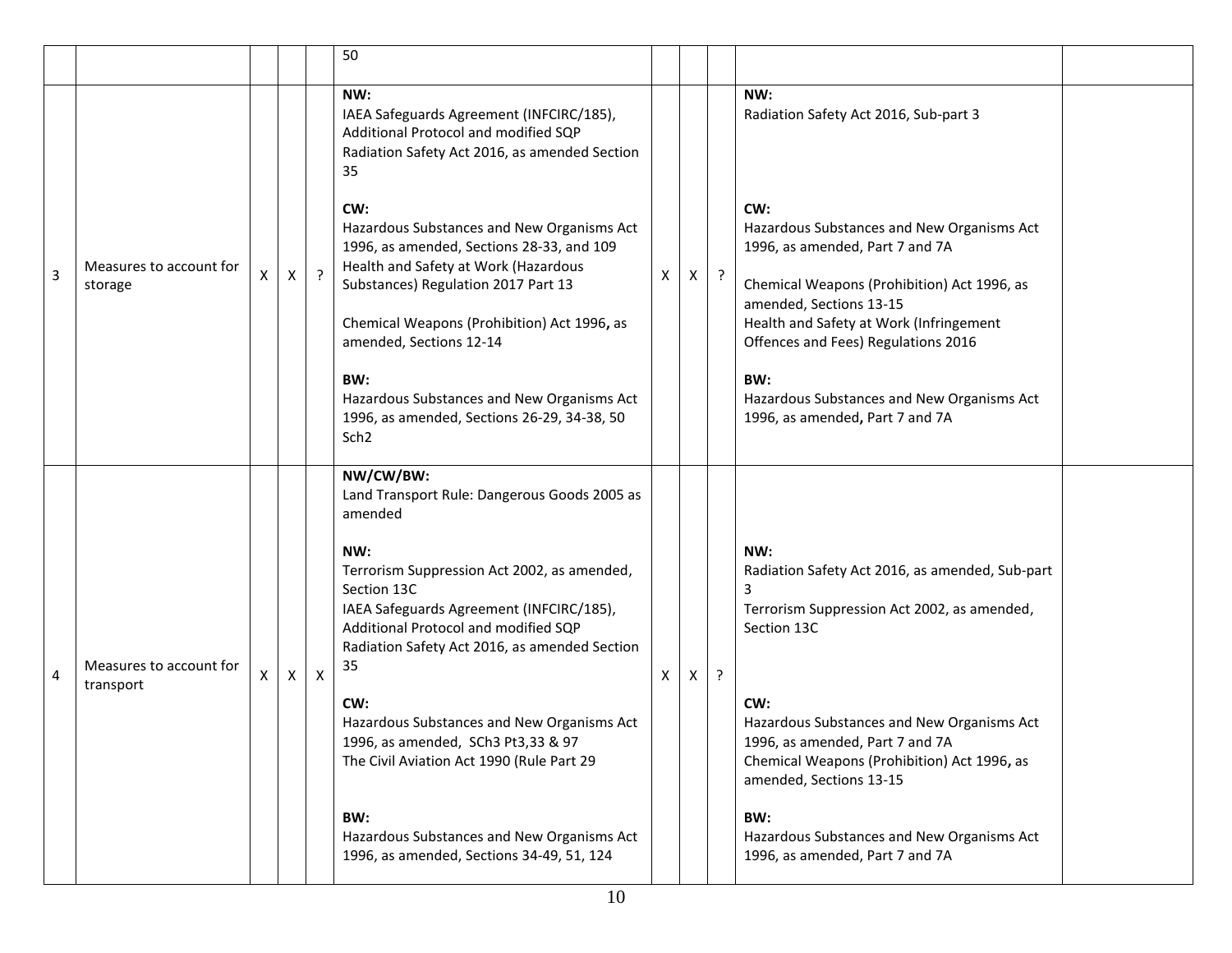| | | | | | | | | | | |
|---|---|---|---|---|---|---|---|---|---|---|
| | | | | | 50 | | | | | |
| 3 | Measures to account for storage | X | X | ? | **NW:**<br>IAEA Safeguards Agreement (INFCIRC/185), Additional Protocol and modified SQP<br>Radiation Safety Act 2016, as amended Section 35<br><br>**CW:**<br>Hazardous Substances and New Organisms Act 1996, as amended, Sections 28-33, and 109<br>Health and Safety at Work (Hazardous Substances) Regulation 2017 Part 13<br><br>Chemical Weapons (Prohibition) Act 1996**,** as amended, Sections 12-14<br><br>**BW:**<br>Hazardous Substances and New Organisms Act 1996, as amended, Sections 26-29, 34-38, 50 Sch2 | X | X | ? | **NW:**<br>Radiation Safety Act 2016, Sub-part 3<br><br>**CW:**<br>Hazardous Substances and New Organisms Act 1996, as amended, Part 7 and 7A<br><br>Chemical Weapons (Prohibition) Act 1996, as amended, Sections 13-15<br>Health and Safety at Work (Infringement Offences and Fees) Regulations 2016<br><br>**BW:**<br>Hazardous Substances and New Organisms Act 1996, as amended**,** Part 7 and 7A | |
| 4 | Measures to account for transport | X | X | X | **NW/CW/BW:**<br>Land Transport Rule: Dangerous Goods 2005 as amended<br><br>**NW:**<br>Terrorism Suppression Act 2002, as amended, Section 13C<br>IAEA Safeguards Agreement (INFCIRC/185), Additional Protocol and modified SQP<br>Radiation Safety Act 2016, as amended Section 35<br><br>**CW:**<br>Hazardous Substances and New Organisms Act 1996, as amended, SCh3 Pt3,33 & 97<br>The Civil Aviation Act 1990 (Rule Part 29<br><br>**BW:**<br>Hazardous Substances and New Organisms Act 1996, as amended, Sections 34-49, 51, 124 | X | X | ? | **NW:**<br>Radiation Safety Act 2016, as amended, Sub-part 3<br>Terrorism Suppression Act 2002, as amended, Section 13C<br><br>**CW:**<br>Hazardous Substances and New Organisms Act 1996, as amended, Part 7 and 7A<br>Chemical Weapons (Prohibition) Act 1996**,** as amended, Sections 13-15<br><br>**BW:**<br>Hazardous Substances and New Organisms Act 1996, as amended, Part 7 and 7A | |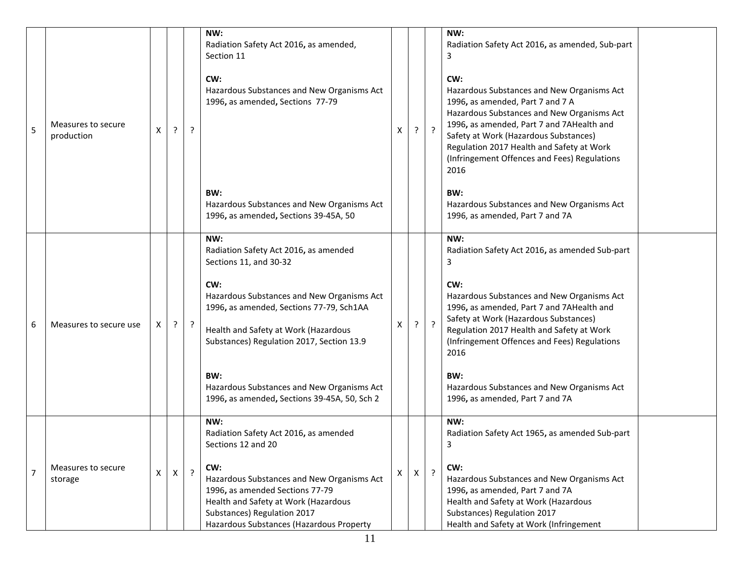| 5 | Measures to secure production | X | ? | ? | **NW:**<br>Radiation Safety Act 2016, as amended, Section 11<br><br>**CW:**<br>Hazardous Substances and New Organisms Act 1996, as amended, Sections 77-79<br><br>**BW:**<br>Hazardous Substances and New Organisms Act 1996, as amended, Sections 39-45A, 50 | X | ? | ? | **NW:**<br>Radiation Safety Act 2016, as amended, Sub-part 3<br><br>**CW:**<br>Hazardous Substances and New Organisms Act 1996, as amended, Part 7 and 7 A<br>Hazardous Substances and New Organisms Act 1996, as amended, Part 7 and 7AHealth and Safety at Work (Hazardous Substances) Regulation 2017 Health and Safety at Work (Infringement Offences and Fees) Regulations 2016<br><br>**BW:**<br>Hazardous Substances and New Organisms Act 1996, as amended, Part 7 and 7A | |
|---|---|---|---|---|---|---|---|---|---|---|
| 6 | Measures to secure use | X | ? | ? | **NW:**<br>Radiation Safety Act 2016, as amended Sections 11, and 30-32<br><br>**CW:**<br>Hazardous Substances and New Organisms Act 1996, as amended, Sections 77-79, Sch1AA<br><br>Health and Safety at Work (Hazardous Substances) Regulation 2017, Section 13.9<br><br>**BW:**<br>Hazardous Substances and New Organisms Act 1996, as amended, Sections 39-45A, 50, Sch 2 | X | ? | ? | **NW:**<br>Radiation Safety Act 2016, as amended Sub-part 3<br><br>**CW:**<br>Hazardous Substances and New Organisms Act 1996, as amended, Part 7 and 7AHealth and Safety at Work (Hazardous Substances) Regulation 2017 Health and Safety at Work (Infringement Offences and Fees) Regulations 2016<br><br>**BW:**<br>Hazardous Substances and New Organisms Act 1996, as amended, Part 7 and 7A | |
| 7 | Measures to secure storage | X | X | ? | **NW:**<br>Radiation Safety Act 2016, as amended Sections 12 and 20<br><br>**CW:**<br>Hazardous Substances and New Organisms Act 1996, as amended Sections 77-79<br>Health and Safety at Work (Hazardous Substances) Regulation 2017<br>Hazardous Substances (Hazardous Property | X | X | ? | **NW:**<br>Radiation Safety Act 1965, as amended Sub-part 3<br><br>**CW:**<br>Hazardous Substances and New Organisms Act 1996, as amended, Part 7 and 7A<br>Health and Safety at Work (Hazardous Substances) Regulation 2017<br>Health and Safety at Work (Infringement | |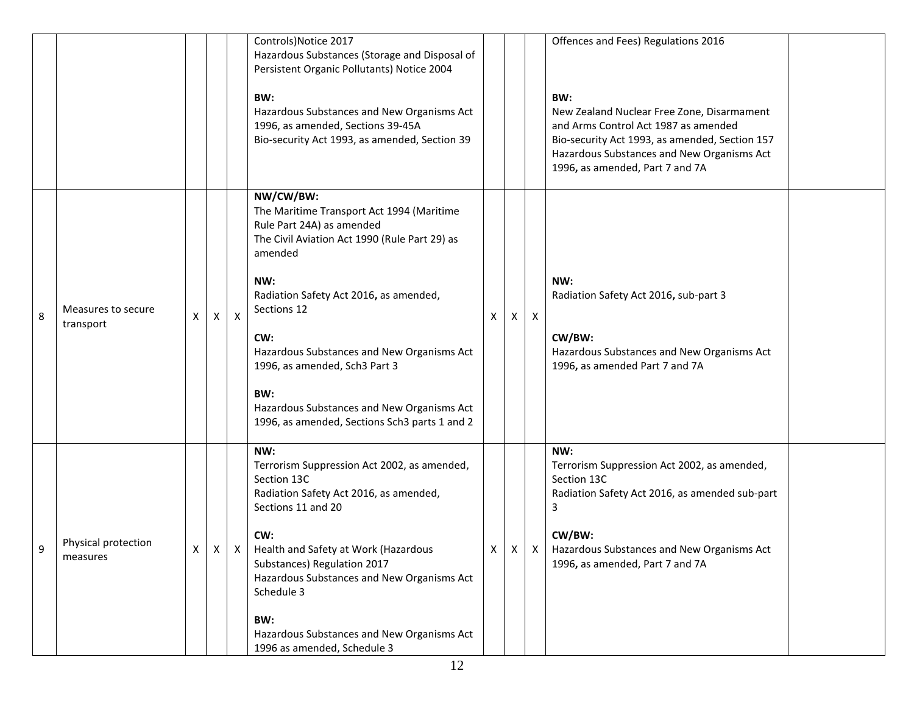| | | | | | | | | | | |
|---|---|---|---|---|---|---|---|---|---|---|
| | | | | | Controls)Notice 2017<br>Hazardous Substances (Storage and Disposal of Persistent Organic Pollutants) Notice 2004<br><br>**BW:**<br>Hazardous Substances and New Organisms Act 1996, as amended, Sections 39-45A<br>Bio-security Act 1993, as amended, Section 39 | | | | Offences and Fees) Regulations 2016<br><br>**BW:**<br>New Zealand Nuclear Free Zone, Disarmament and Arms Control Act 1987 as amended<br>Bio-security Act 1993, as amended, Section 157<br>Hazardous Substances and New Organisms Act 1996**,** as amended, Part 7 and 7A | |
| 8 | Measures to secure transport | X | X | X | **NW/CW/BW:**<br>The Maritime Transport Act 1994 (Maritime Rule Part 24A) as amended<br>The Civil Aviation Act 1990 (Rule Part 29) as amended<br><br>**NW:**<br>Radiation Safety Act 2016**,** as amended, Sections 12<br><br>**CW:**<br>Hazardous Substances and New Organisms Act 1996, as amended, Sch3 Part 3<br><br>**BW:**<br>Hazardous Substances and New Organisms Act 1996, as amended, Sections Sch3 parts 1 and 2 | X | X | X | **NW:**<br>Radiation Safety Act 2016**,** sub-part 3<br><br>**CW/BW:**<br>Hazardous Substances and New Organisms Act 1996**,** as amended Part 7 and 7A | |
| 9 | Physical protection measures | X | X | X | **NW:**<br>Terrorism Suppression Act 2002, as amended, Section 13C<br>Radiation Safety Act 2016, as amended, Sections 11 and 20<br><br>**CW:**<br>Health and Safety at Work (Hazardous Substances) Regulation 2017<br>Hazardous Substances and New Organisms Act Schedule 3<br><br>**BW:**<br>Hazardous Substances and New Organisms Act 1996 as amended, Schedule 3 | X | X | X | **NW:**<br>Terrorism Suppression Act 2002, as amended, Section 13C<br>Radiation Safety Act 2016, as amended sub-part 3<br><br>**CW/BW:**<br>Hazardous Substances and New Organisms Act 1996**,** as amended, Part 7 and 7A | |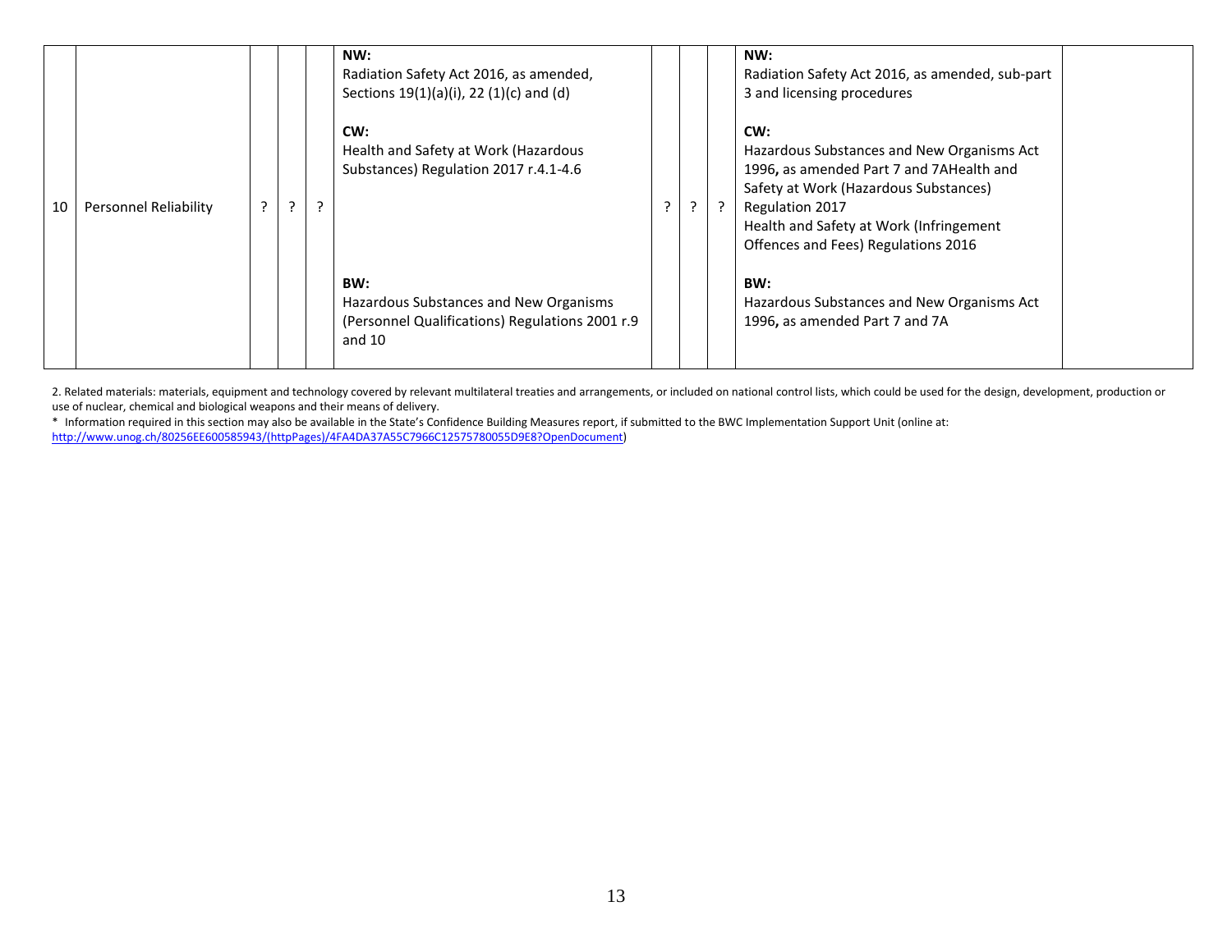| 10 | Personnel Reliability | ? | ? | ? | **NW:**<br>Radiation Safety Act 2016, as amended, Sections 19(1)(a)(i), 22 (1)(c) and (d)<br><br>**CW:**<br>Health and Safety at Work (Hazardous Substances) Regulation 2017 r.4.1-4.6<br><br>**BW:**<br>Hazardous Substances and New Organisms (Personnel Qualifications) Regulations 2001 r.9 and 10 | ? | ? | ? | **NW:**<br>Radiation Safety Act 2016, as amended, sub-part 3 and licensing procedures<br><br>**CW:**<br>Hazardous Substances and New Organisms Act 1996, as amended Part 7 and 7AHealth and Safety at Work (Hazardous Substances) Regulation 2017<br>Health and Safety at Work (Infringement Offences and Fees) Regulations 2016<br><br>**BW:**<br>Hazardous Substances and New Organisms Act 1996, as amended Part 7 and 7A | |
|---|---|---|---|---|---|---|---|---|---|---|

2. Related materials: materials, equipment and technology covered by relevant multilateral treaties and arrangements, or included on national control lists, which could be used for the design, development, production or use of nuclear, chemical and biological weapons and their means of delivery.

\* Information required in this section may also be available in the State's Confidence Building Measures report, if submitted to the BWC Implementation Support Unit (online at: http://www.unog.ch/80256EE600585943/(httpPages)/4FA4DA37A55C7966C12575780055D9E8?OpenDocument)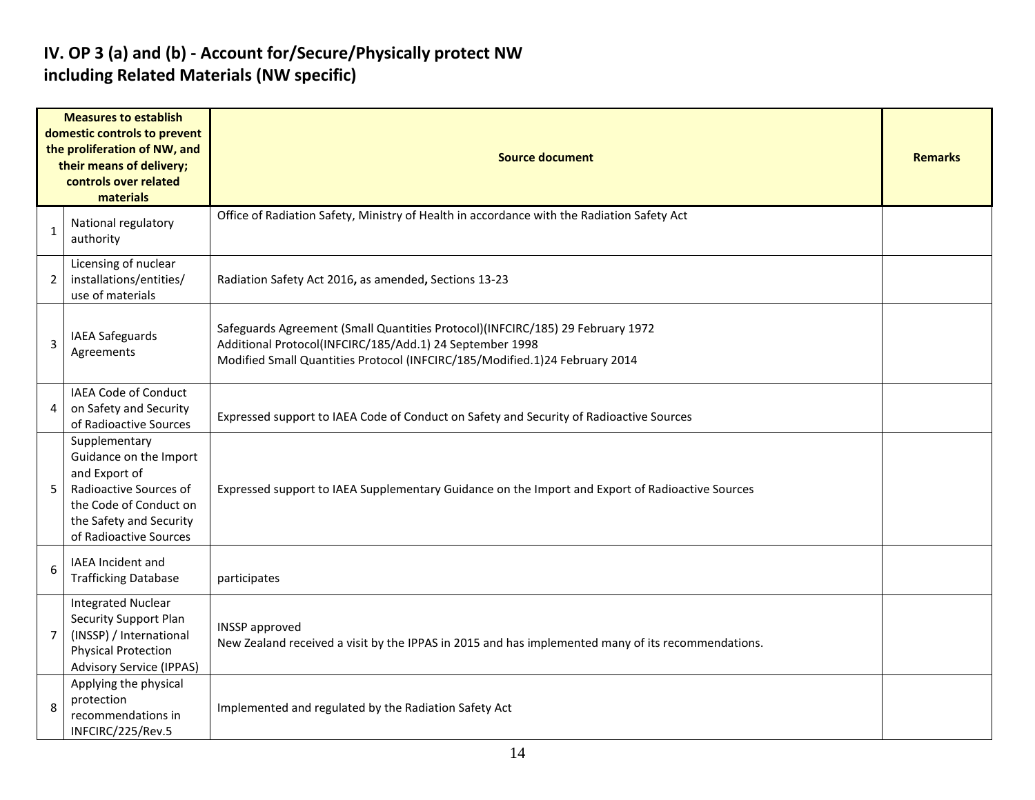## IV. OP 3 (a) and (b) - Account for/Secure/Physically protect NW including Related Materials (NW specific)

| | Measures to establish domestic controls to prevent the proliferation of NW, and their means of delivery; controls over related materials | Source document | Remarks |
|---|---|---|---|
| 1 | National regulatory authority | Office of Radiation Safety, Ministry of Health in accordance with the Radiation Safety Act | |
| 2 | Licensing of nuclear installations/entities/ use of materials | Radiation Safety Act 2016**,** as amended**,** Sections 13-23 | |
| 3 | IAEA Safeguards Agreements | Safeguards Agreement (Small Quantities Protocol)(INFCIRC/185) 29 February 1972<br>Additional Protocol(INFCIRC/185/Add.1) 24 September 1998<br>Modified Small Quantities Protocol (INFCIRC/185/Modified.1)24 February 2014 | |
| 4 | IAEA Code of Conduct on Safety and Security of Radioactive Sources | Expressed support to IAEA Code of Conduct on Safety and Security of Radioactive Sources | |
| 5 | Supplementary Guidance on the Import and Export of Radioactive Sources of the Code of Conduct on the Safety and Security of Radioactive Sources | Expressed support to IAEA Supplementary Guidance on the Import and Export of Radioactive Sources | |
| 6 | IAEA Incident and Trafficking Database | participates | |
| 7 | Integrated Nuclear Security Support Plan (INSSP) / International Physical Protection Advisory Service (IPPAS) | INSSP approved<br>New Zealand received a visit by the IPPAS in 2015 and has implemented many of its recommendations. | |
| 8 | Applying the physical protection recommendations in INFCIRC/225/Rev.5 | Implemented and regulated by the Radiation Safety Act | |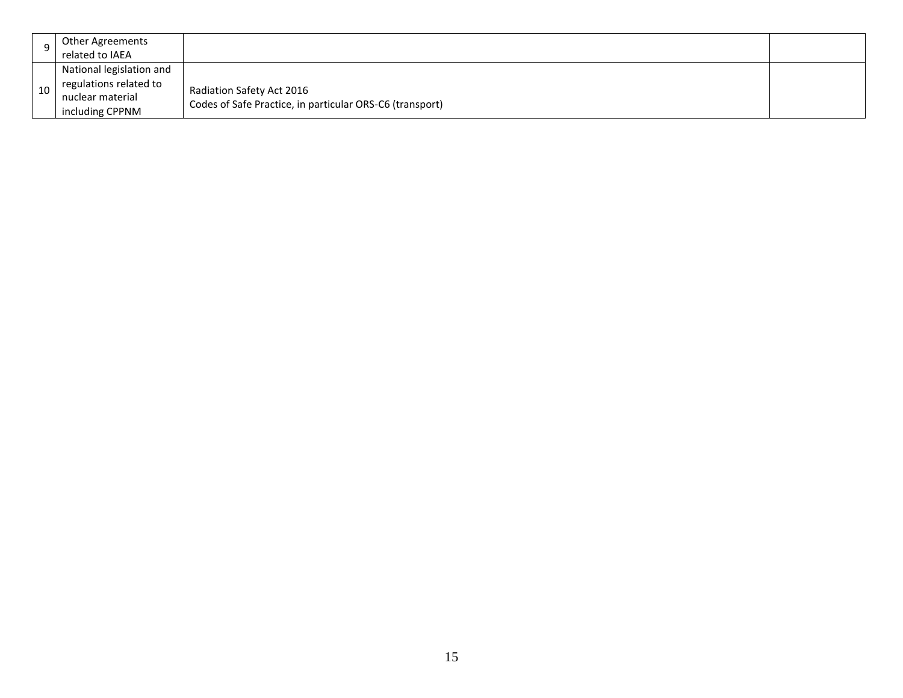| | | | |
|---|---|---|---|
| 9 | Other Agreements related to IAEA | | |
| 10 | National legislation and regulations related to nuclear material including CPPNM | Radiation Safety Act 2016<br>Codes of Safe Practice, in particular ORS-C6 (transport) | |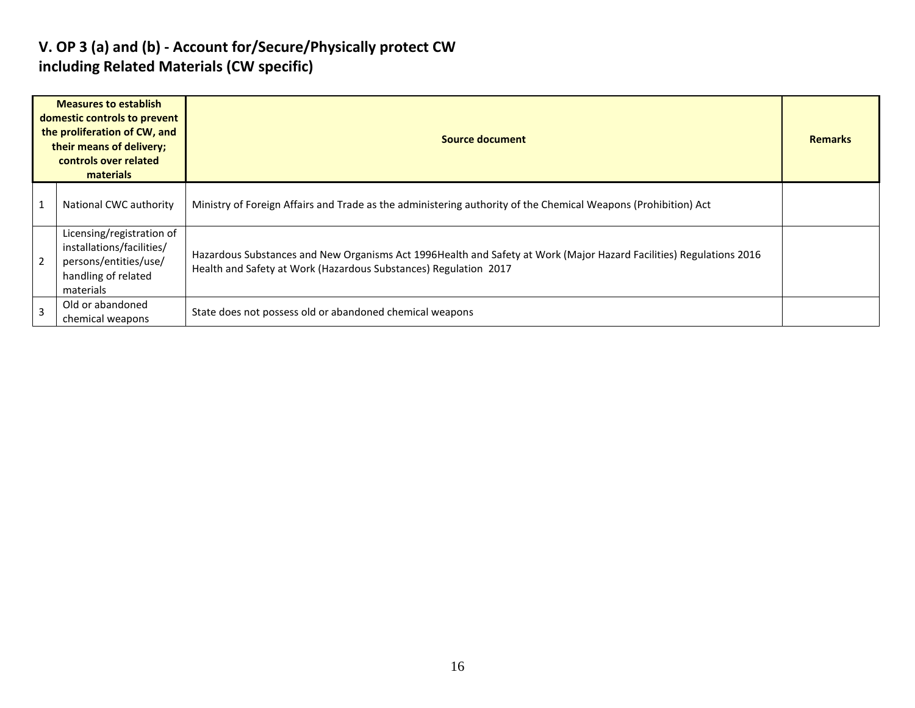## V. OP 3 (a) and (b) - Account for/Secure/Physically protect CW including Related Materials (CW specific)

| Measures to establish domestic controls to prevent the proliferation of CW, and their means of delivery; controls over related materials | | Source document | Remarks |
|---|---|---|---|
| 1 | National CWC authority | Ministry of Foreign Affairs and Trade as the administering authority of the Chemical Weapons (Prohibition) Act | |
| 2 | Licensing/registration of installations/facilities/ persons/entities/use/ handling of related materials | Hazardous Substances and New Organisms Act 1996Health and Safety at Work (Major Hazard Facilities) Regulations 2016 Health and Safety at Work (Hazardous Substances) Regulation 2017 | |
| 3 | Old or abandoned chemical weapons | State does not possess old or abandoned chemical weapons | |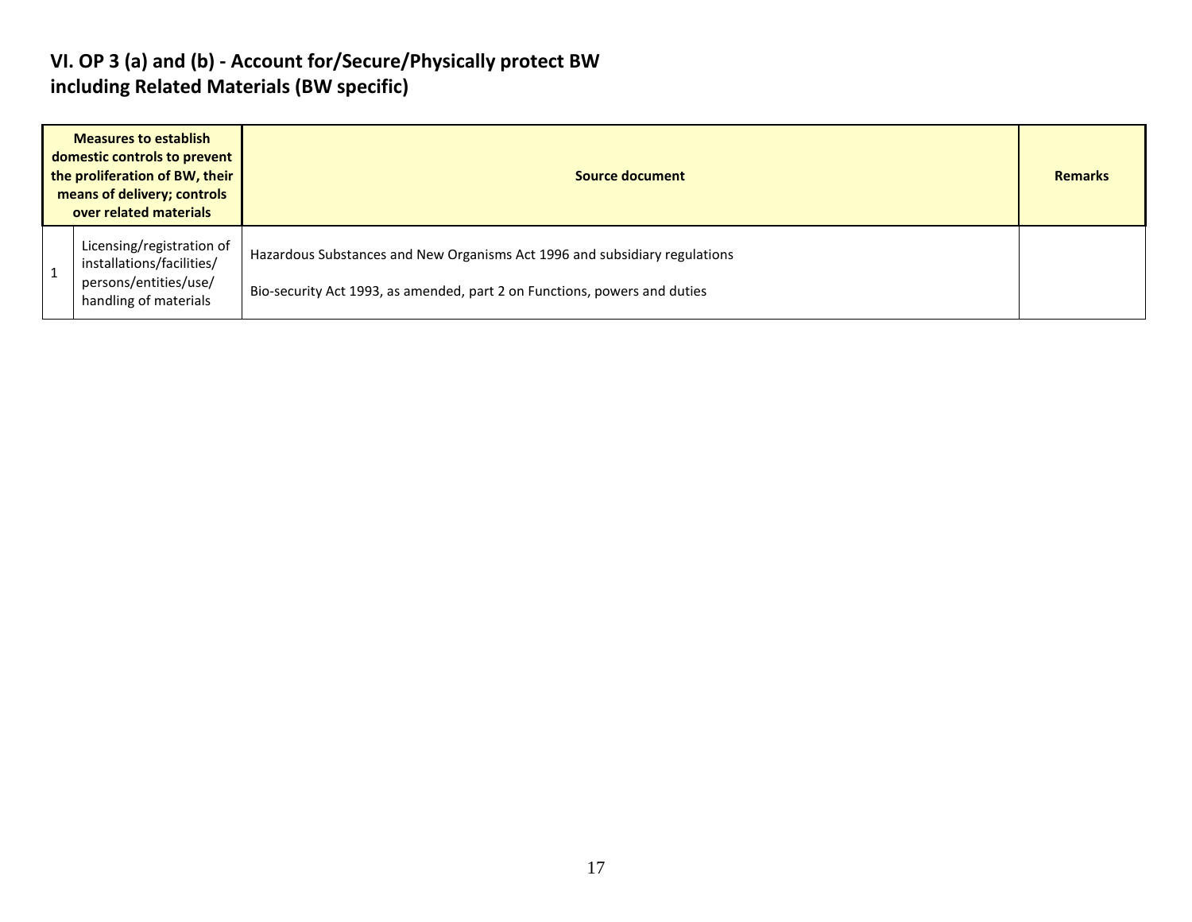## VI. OP 3 (a) and (b) - Account for/Secure/Physically protect BW including Related Materials (BW specific)

| Measures to establish domestic controls to prevent the proliferation of BW, their means of delivery; controls over related materials | | Source document | Remarks |
|---|---|---|---|
| 1 | Licensing/registration of installations/facilities/ persons/entities/use/ handling of materials | Hazardous Substances and New Organisms Act 1996 and subsidiary regulations<br><br>Bio-security Act 1993, as amended, part 2 on Functions, powers and duties | |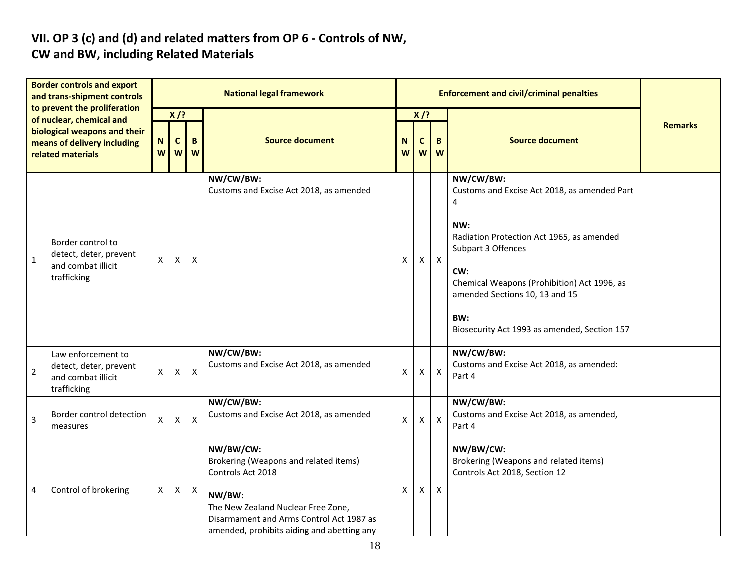## VII. OP 3 (c) and (d) and related matters from OP 6 - Controls of NW, CW and BW, including Related Materials

| | Border controls and export and trans-shipment controls to prevent the proliferation of nuclear, chemical and biological weapons and their means of delivery including related materials | National legal framework | | | | Enforcement and civil/criminal penalties | | | | Remarks |
|---|---|---|---|---|---|---|---|---|---|---|
| | | X /? | | | Source document | X /? | | | Source document | |
| | | NW | CW | BW | | NW | CW | BW | | |
| 1 | Border control to detect, deter, prevent and combat illicit trafficking | X | X | X | **NW/CW/BW:**<br>Customs and Excise Act 2018, as amended | X | X | X | **NW/CW/BW:**<br>Customs and Excise Act 2018, as amended Part 4<br><br>**NW:**<br>Radiation Protection Act 1965, as amended Subpart 3 Offences<br><br>**CW:**<br>Chemical Weapons (Prohibition) Act 1996, as amended Sections 10, 13 and 15<br><br>**BW:**<br>Biosecurity Act 1993 as amended, Section 157 | |
| 2 | Law enforcement to detect, deter, prevent and combat illicit trafficking | X | X | X | **NW/CW/BW:**<br>Customs and Excise Act 2018, as amended | X | X | X | **NW/CW/BW:**<br>Customs and Excise Act 2018, as amended: Part 4 | |
| 3 | Border control detection measures | X | X | X | **NW/CW/BW:**<br>Customs and Excise Act 2018, as amended | X | X | X | **NW/CW/BW:**<br>Customs and Excise Act 2018, as amended, Part 4 | |
| 4 | Control of brokering | X | X | X | **NW/BW/CW:**<br>Brokering (Weapons and related items) Controls Act 2018<br><br>**NW/BW:**<br>The New Zealand Nuclear Free Zone, Disarmament and Arms Control Act 1987 as amended, prohibits aiding and abetting any | X | X | X | **NW/BW/CW:**<br>Brokering (Weapons and related items) Controls Act 2018, Section 12 | |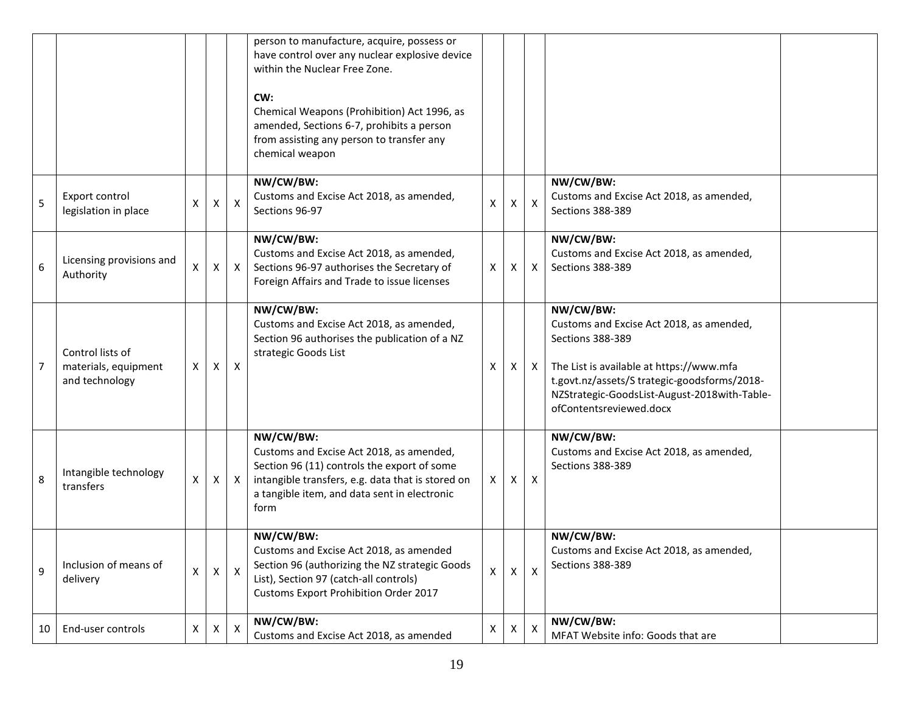| | | | | | | | | | | |
|---|---|---|---|---|---|---|---|---|---|---|
| | | | | | person to manufacture, acquire, possess or have control over any nuclear explosive device within the Nuclear Free Zone.<br><br>**CW:**<br>Chemical Weapons (Prohibition) Act 1996, as amended, Sections 6-7, prohibits a person from assisting any person to transfer any chemical weapon | | | | | |
| 5 | Export control legislation in place | X | X | X | **NW/CW/BW:**<br>Customs and Excise Act 2018, as amended, Sections 96-97 | X | X | X | **NW/CW/BW:**<br>Customs and Excise Act 2018, as amended, Sections 388-389 | |
| 6 | Licensing provisions and Authority | X | X | X | **NW/CW/BW:**<br>Customs and Excise Act 2018, as amended, Sections 96-97 authorises the Secretary of Foreign Affairs and Trade to issue licenses | X | X | X | **NW/CW/BW:**<br>Customs and Excise Act 2018, as amended, Sections 388-389 | |
| 7 | Control lists of materials, equipment and technology | X | X | X | **NW/CW/BW:**<br>Customs and Excise Act 2018, as amended, Section 96 authorises the publication of a NZ strategic Goods List | X | X | X | **NW/CW/BW:**<br>Customs and Excise Act 2018, as amended, Sections 388-389<br><br>The List is available at https://www.mfa t.govt.nz/assets/S trategic-goodsforms/2018-NZStrategic-GoodsList-August-2018with-Table-ofContentsreviewed.docx | |
| 8 | Intangible technology transfers | X | X | X | **NW/CW/BW:**<br>Customs and Excise Act 2018, as amended, Section 96 (11) controls the export of some intangible transfers, e.g. data that is stored on a tangible item, and data sent in electronic form | X | X | X | **NW/CW/BW:**<br>Customs and Excise Act 2018, as amended, Sections 388-389 | |
| 9 | Inclusion of means of delivery | X | X | X | **NW/CW/BW:**<br>Customs and Excise Act 2018, as amended Section 96 (authorizing the NZ strategic Goods List), Section 97 (catch-all controls)<br>Customs Export Prohibition Order 2017 | X | X | X | **NW/CW/BW:**<br>Customs and Excise Act 2018, as amended, Sections 388-389 | |
| 10 | End-user controls | X | X | X | **NW/CW/BW:**<br>Customs and Excise Act 2018, as amended | X | X | X | **NW/CW/BW:**<br>MFAT Website info: Goods that are | |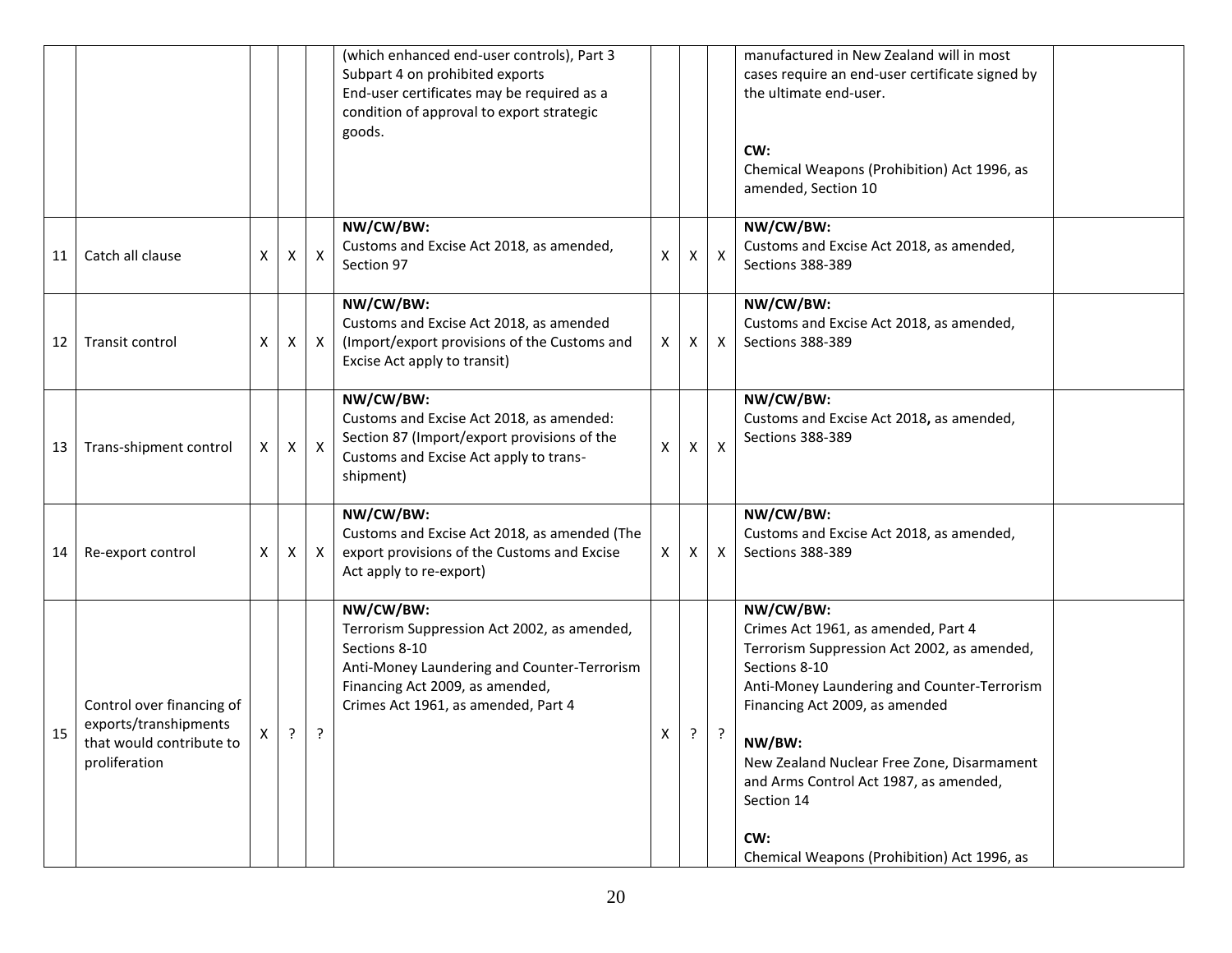|  |  |  |  |  |  |  |  |  |  |  |
|---|---|---|---|---|---|---|---|---|---|---|
|  |  |  |  |  | (which enhanced end-user controls), Part 3 Subpart 4 on prohibited exports<br>End-user certificates may be required as a condition of approval to export strategic goods. |  |  |  | manufactured in New Zealand will in most cases require an end-user certificate signed by the ultimate end-user.<br><br>**CW:**<br>Chemical Weapons (Prohibition) Act 1996, as amended, Section 10 |  |
| 11 | Catch all clause | X | X | X | **NW/CW/BW:**<br>Customs and Excise Act 2018, as amended, Section 97 | X | X | X | **NW/CW/BW:**<br>Customs and Excise Act 2018, as amended, Sections 388-389 |  |
| 12 | Transit control | X | X | X | **NW/CW/BW:**<br>Customs and Excise Act 2018, as amended (Import/export provisions of the Customs and Excise Act apply to transit) | X | X | X | **NW/CW/BW:**<br>Customs and Excise Act 2018, as amended, Sections 388-389 |  |
| 13 | Trans-shipment control | X | X | X | **NW/CW/BW:**<br>Customs and Excise Act 2018, as amended: Section 87 (Import/export provisions of the Customs and Excise Act apply to trans-shipment) | X | X | X | **NW/CW/BW:**<br>Customs and Excise Act 2018**,** as amended, Sections 388-389 |  |
| 14 | Re-export control | X | X | X | **NW/CW/BW:**<br>Customs and Excise Act 2018, as amended (The export provisions of the Customs and Excise Act apply to re-export) | X | X | X | **NW/CW/BW:**<br>Customs and Excise Act 2018, as amended, Sections 388-389 |  |
| 15 | Control over financing of exports/transhipments that would contribute to proliferation | X | ? | ? | **NW/CW/BW:**<br>Terrorism Suppression Act 2002, as amended, Sections 8-10<br>Anti-Money Laundering and Counter-Terrorism Financing Act 2009, as amended,<br>Crimes Act 1961, as amended, Part 4 | X | ? | ? | **NW/CW/BW:**<br>Crimes Act 1961, as amended, Part 4<br>Terrorism Suppression Act 2002, as amended, Sections 8-10<br>Anti-Money Laundering and Counter-Terrorism Financing Act 2009, as amended<br><br>**NW/BW:**<br>New Zealand Nuclear Free Zone, Disarmament and Arms Control Act 1987, as amended, Section 14<br><br>**CW:**<br>Chemical Weapons (Prohibition) Act 1996, as |  |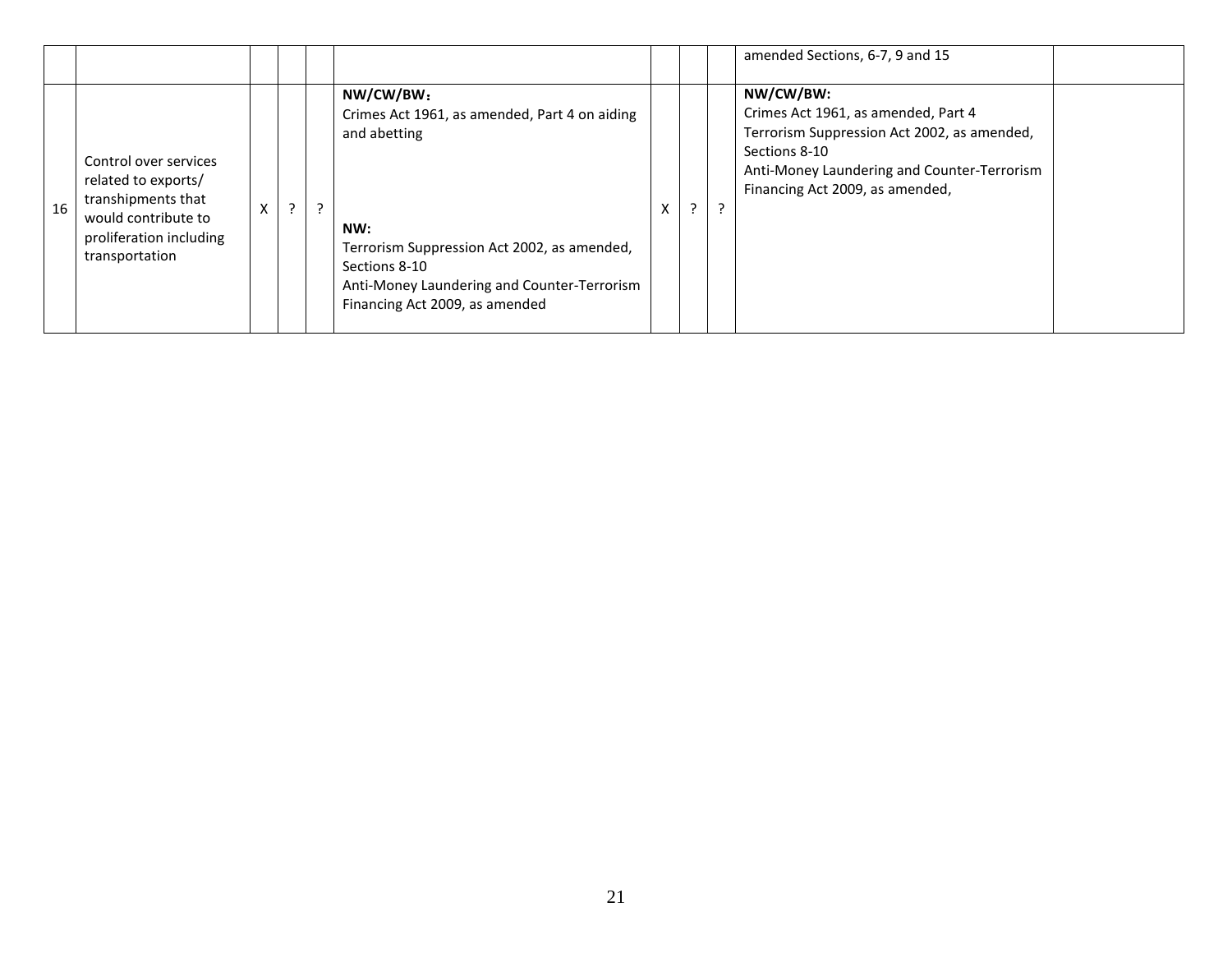| | | | | | | | | | | |
|---|---|---|---|---|---|---|---|---|---|---|
| | | | | | | | | | amended Sections, 6-7, 9 and 15 | |
| 16 | Control over services related to exports/ transhipments that would contribute to proliferation including transportation | X | ? | ? | **NW/CW/BW：**<br>Crimes Act 1961, as amended, Part 4 on aiding and abetting<br><br>**NW:**<br>Terrorism Suppression Act 2002, as amended, Sections 8-10<br>Anti-Money Laundering and Counter-Terrorism Financing Act 2009, as amended | X | ? | ? | **NW/CW/BW:**<br>Crimes Act 1961, as amended, Part 4<br>Terrorism Suppression Act 2002, as amended, Sections 8-10<br>Anti-Money Laundering and Counter-Terrorism Financing Act 2009, as amended, | |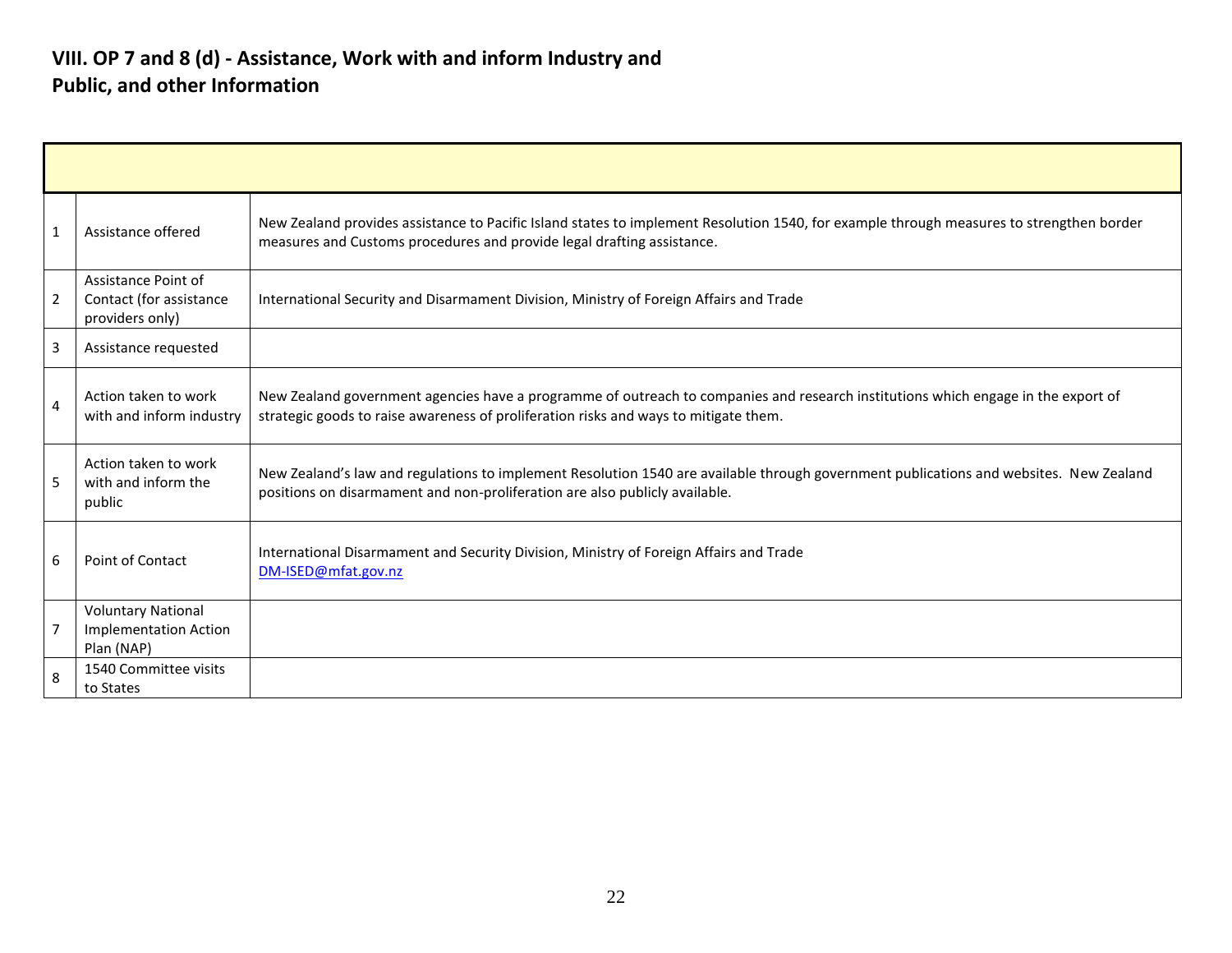## VIII. OP 7 and 8 (d) - Assistance, Work with and inform Industry and Public, and other Information

| | | |
|---|---|---|
| 1 | Assistance offered | New Zealand provides assistance to Pacific Island states to implement Resolution 1540, for example through measures to strengthen border measures and Customs procedures and provide legal drafting assistance. |
| 2 | Assistance Point of Contact (for assistance providers only) | International Security and Disarmament Division, Ministry of Foreign Affairs and Trade |
| 3 | Assistance requested | |
| 4 | Action taken to work with and inform industry | New Zealand government agencies have a programme of outreach to companies and research institutions which engage in the export of strategic goods to raise awareness of proliferation risks and ways to mitigate them. |
| 5 | Action taken to work with and inform the public | New Zealand's law and regulations to implement Resolution 1540 are available through government publications and websites. New Zealand positions on disarmament and non-proliferation are also publicly available. |
| 6 | Point of Contact | International Disarmament and Security Division, Ministry of Foreign Affairs and Trade DM-ISED@mfat.gov.nz |
| 7 | Voluntary National Implementation Action Plan (NAP) | |
| 8 | 1540 Committee visits to States | |